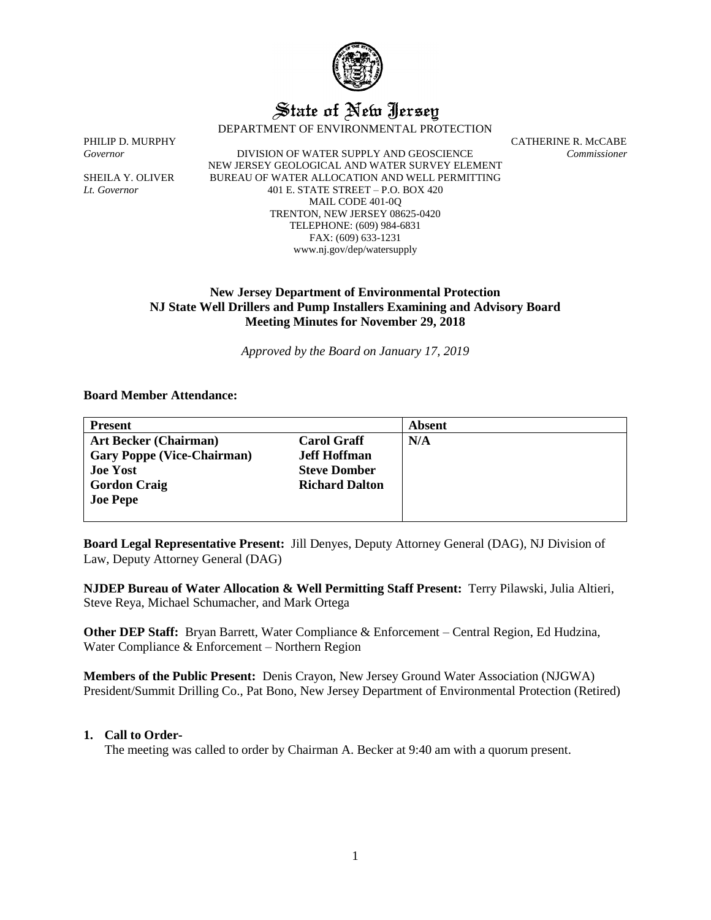# State of New Jersey

DEPARTMENT OF ENVIRONMENTAL PROTECTION

PHILIP D. MURPHY
*Governor*

SHEILA Y. OLIVER
*Lt. Governor*

DIVISION OF WATER SUPPLY AND GEOSCIENCE
NEW JERSEY GEOLOGICAL AND WATER SURVEY ELEMENT
BUREAU OF WATER ALLOCATION AND WELL PERMITTING
401 E. STATE STREET – P.O. BOX 420
MAIL CODE 401-0Q
TRENTON, NEW JERSEY 08625-0420
TELEPHONE: (609) 984-6831
FAX: (609) 633-1231
www.nj.gov/dep/watersupply

CATHERINE R. McCABE
*Commissioner*

**New Jersey Department of Environmental Protection**
**NJ State Well Drillers and Pump Installers Examining and Advisory Board**
**Meeting Minutes for November 29, 2018**

*Approved by the Board on January 17, 2019*

**Board Member Attendance:**

| Present | | Absent |
|---|---|---|
| **Art Becker (Chairman)** | **Carol Graff** | **N/A** |
| **Gary Poppe (Vice-Chairman)** | **Jeff Hoffman** | |
| **Joe Yost** | **Steve Domber** | |
| **Gordon Craig** | **Richard Dalton** | |
| **Joe Pepe** | | |

**Board Legal Representative Present:** Jill Denyes, Deputy Attorney General (DAG), NJ Division of Law, Deputy Attorney General (DAG)

**NJDEP Bureau of Water Allocation & Well Permitting Staff Present:** Terry Pilawski, Julia Altieri, Steve Reya, Michael Schumacher, and Mark Ortega

**Other DEP Staff:** Bryan Barrett, Water Compliance & Enforcement – Central Region, Ed Hudzina, Water Compliance & Enforcement – Northern Region

**Members of the Public Present:** Denis Crayon, New Jersey Ground Water Association (NJGWA) President/Summit Drilling Co., Pat Bono, New Jersey Department of Environmental Protection (Retired)

1. **Call to Order-**
   The meeting was called to order by Chairman A. Becker at 9:40 am with a quorum present.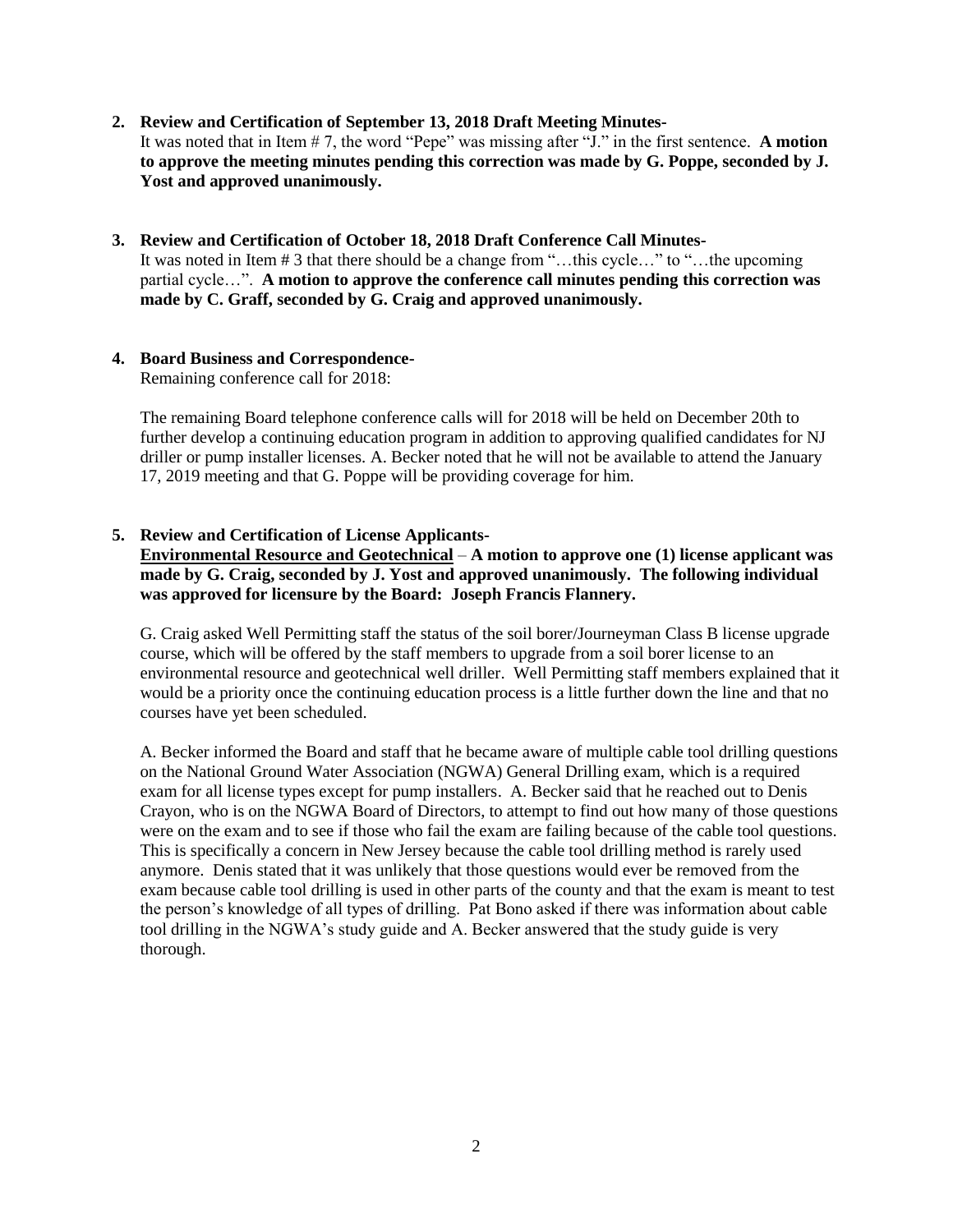**2. Review and Certification of September 13, 2018 Draft Meeting Minutes-**

It was noted that in Item # 7, the word "Pepe" was missing after "J." in the first sentence. **A motion to approve the meeting minutes pending this correction was made by G. Poppe, seconded by J. Yost and approved unanimously.**

**3. Review and Certification of October 18, 2018 Draft Conference Call Minutes-**

It was noted in Item # 3 that there should be a change from "…this cycle…" to "…the upcoming partial cycle…". **A motion to approve the conference call minutes pending this correction was made by C. Graff, seconded by G. Craig and approved unanimously.**

**4. Board Business and Correspondence-**

Remaining conference call for 2018:

The remaining Board telephone conference calls will for 2018 will be held on December 20th to further develop a continuing education program in addition to approving qualified candidates for NJ driller or pump installer licenses. A. Becker noted that he will not be available to attend the January 17, 2019 meeting and that G. Poppe will be providing coverage for him.

**5. Review and Certification of License Applicants-**

**Environmental Resource and Geotechnical** – **A motion to approve one (1) license applicant was made by G. Craig, seconded by J. Yost and approved unanimously. The following individual was approved for licensure by the Board: Joseph Francis Flannery.**

G. Craig asked Well Permitting staff the status of the soil borer/Journeyman Class B license upgrade course, which will be offered by the staff members to upgrade from a soil borer license to an environmental resource and geotechnical well driller. Well Permitting staff members explained that it would be a priority once the continuing education process is a little further down the line and that no courses have yet been scheduled.

A. Becker informed the Board and staff that he became aware of multiple cable tool drilling questions on the National Ground Water Association (NGWA) General Drilling exam, which is a required exam for all license types except for pump installers. A. Becker said that he reached out to Denis Crayon, who is on the NGWA Board of Directors, to attempt to find out how many of those questions were on the exam and to see if those who fail the exam are failing because of the cable tool questions. This is specifically a concern in New Jersey because the cable tool drilling method is rarely used anymore. Denis stated that it was unlikely that those questions would ever be removed from the exam because cable tool drilling is used in other parts of the county and that the exam is meant to test the person's knowledge of all types of drilling. Pat Bono asked if there was information about cable tool drilling in the NGWA's study guide and A. Becker answered that the study guide is very thorough.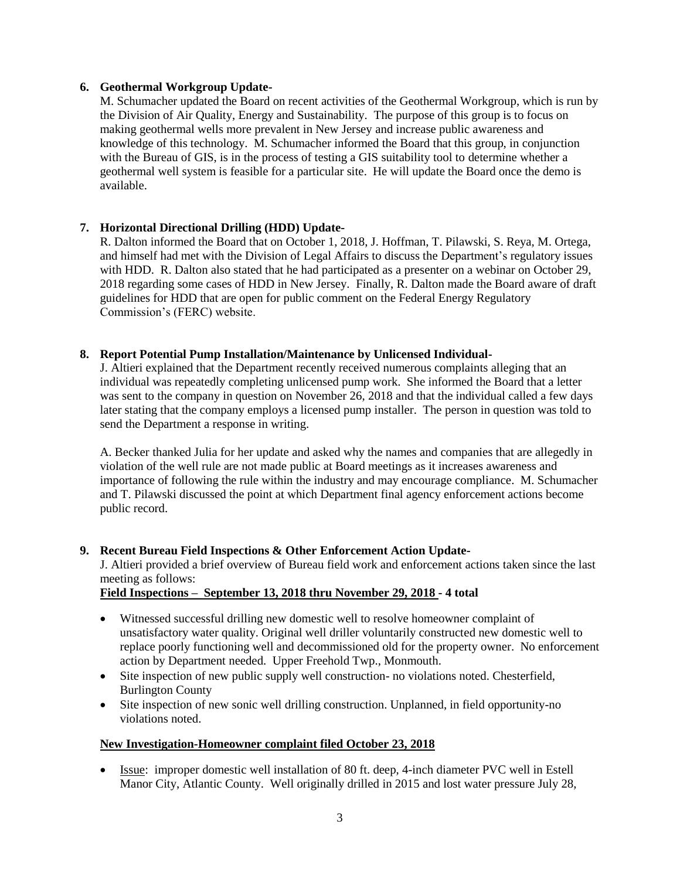**6. Geothermal Workgroup Update-**

M. Schumacher updated the Board on recent activities of the Geothermal Workgroup, which is run by the Division of Air Quality, Energy and Sustainability. The purpose of this group is to focus on making geothermal wells more prevalent in New Jersey and increase public awareness and knowledge of this technology. M. Schumacher informed the Board that this group, in conjunction with the Bureau of GIS, is in the process of testing a GIS suitability tool to determine whether a geothermal well system is feasible for a particular site. He will update the Board once the demo is available.

**7. Horizontal Directional Drilling (HDD) Update-**

R. Dalton informed the Board that on October 1, 2018, J. Hoffman, T. Pilawski, S. Reya, M. Ortega, and himself had met with the Division of Legal Affairs to discuss the Department's regulatory issues with HDD. R. Dalton also stated that he had participated as a presenter on a webinar on October 29, 2018 regarding some cases of HDD in New Jersey. Finally, R. Dalton made the Board aware of draft guidelines for HDD that are open for public comment on the Federal Energy Regulatory Commission's (FERC) website.

**8. Report Potential Pump Installation/Maintenance by Unlicensed Individual-**

J. Altieri explained that the Department recently received numerous complaints alleging that an individual was repeatedly completing unlicensed pump work. She informed the Board that a letter was sent to the company in question on November 26, 2018 and that the individual called a few days later stating that the company employs a licensed pump installer. The person in question was told to send the Department a response in writing.

A. Becker thanked Julia for her update and asked why the names and companies that are allegedly in violation of the well rule are not made public at Board meetings as it increases awareness and importance of following the rule within the industry and may encourage compliance. M. Schumacher and T. Pilawski discussed the point at which Department final agency enforcement actions become public record.

**9. Recent Bureau Field Inspections & Other Enforcement Action Update-**

J. Altieri provided a brief overview of Bureau field work and enforcement actions taken since the last meeting as follows:

**Field Inspections – September 13, 2018 thru November 29, 2018 - 4 total**

- Witnessed successful drilling new domestic well to resolve homeowner complaint of unsatisfactory water quality. Original well driller voluntarily constructed new domestic well to replace poorly functioning well and decommissioned old for the property owner. No enforcement action by Department needed. Upper Freehold Twp., Monmouth.
- Site inspection of new public supply well construction- no violations noted. Chesterfield, Burlington County
- Site inspection of new sonic well drilling construction. Unplanned, in field opportunity-no violations noted.

**New Investigation-Homeowner complaint filed October 23, 2018**

- Issue: improper domestic well installation of 80 ft. deep, 4-inch diameter PVC well in Estell Manor City, Atlantic County. Well originally drilled in 2015 and lost water pressure July 28,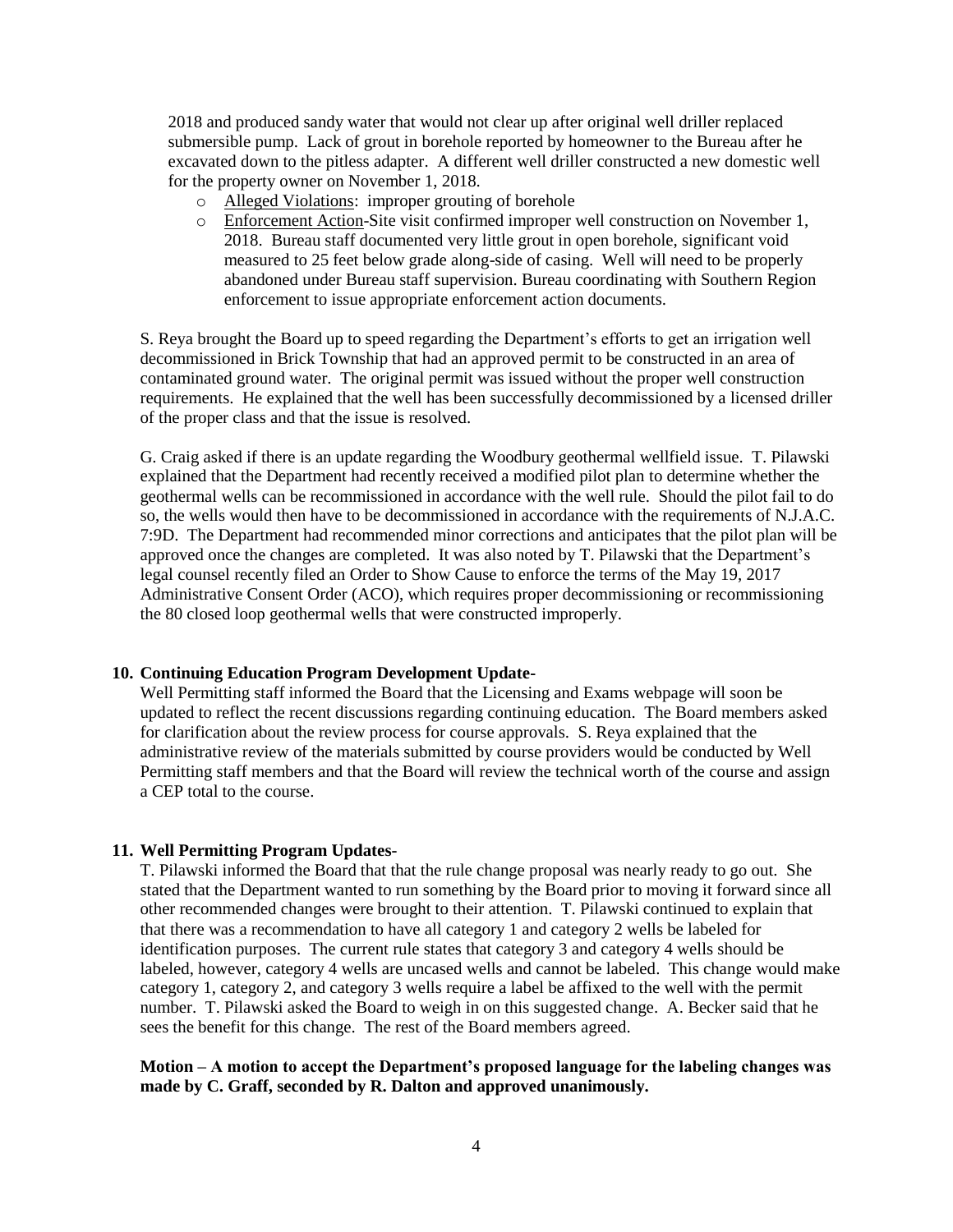2018 and produced sandy water that would not clear up after original well driller replaced submersible pump. Lack of grout in borehole reported by homeowner to the Bureau after he excavated down to the pitless adapter. A different well driller constructed a new domestic well for the property owner on November 1, 2018.

- Alleged Violations: improper grouting of borehole
- Enforcement Action-Site visit confirmed improper well construction on November 1, 2018. Bureau staff documented very little grout in open borehole, significant void measured to 25 feet below grade along-side of casing. Well will need to be properly abandoned under Bureau staff supervision. Bureau coordinating with Southern Region enforcement to issue appropriate enforcement action documents.

S. Reya brought the Board up to speed regarding the Department's efforts to get an irrigation well decommissioned in Brick Township that had an approved permit to be constructed in an area of contaminated ground water. The original permit was issued without the proper well construction requirements. He explained that the well has been successfully decommissioned by a licensed driller of the proper class and that the issue is resolved.

G. Craig asked if there is an update regarding the Woodbury geothermal wellfield issue. T. Pilawski explained that the Department had recently received a modified pilot plan to determine whether the geothermal wells can be recommissioned in accordance with the well rule. Should the pilot fail to do so, the wells would then have to be decommissioned in accordance with the requirements of N.J.A.C. 7:9D. The Department had recommended minor corrections and anticipates that the pilot plan will be approved once the changes are completed. It was also noted by T. Pilawski that the Department's legal counsel recently filed an Order to Show Cause to enforce the terms of the May 19, 2017 Administrative Consent Order (ACO), which requires proper decommissioning or recommissioning the 80 closed loop geothermal wells that were constructed improperly.

**10. Continuing Education Program Development Update-**

Well Permitting staff informed the Board that the Licensing and Exams webpage will soon be updated to reflect the recent discussions regarding continuing education. The Board members asked for clarification about the review process for course approvals. S. Reya explained that the administrative review of the materials submitted by course providers would be conducted by Well Permitting staff members and that the Board will review the technical worth of the course and assign a CEP total to the course.

**11. Well Permitting Program Updates-**

T. Pilawski informed the Board that that the rule change proposal was nearly ready to go out. She stated that the Department wanted to run something by the Board prior to moving it forward since all other recommended changes were brought to their attention. T. Pilawski continued to explain that that there was a recommendation to have all category 1 and category 2 wells be labeled for identification purposes. The current rule states that category 3 and category 4 wells should be labeled, however, category 4 wells are uncased wells and cannot be labeled. This change would make category 1, category 2, and category 3 wells require a label be affixed to the well with the permit number. T. Pilawski asked the Board to weigh in on this suggested change. A. Becker said that he sees the benefit for this change. The rest of the Board members agreed.

**Motion – A motion to accept the Department's proposed language for the labeling changes was made by C. Graff, seconded by R. Dalton and approved unanimously.**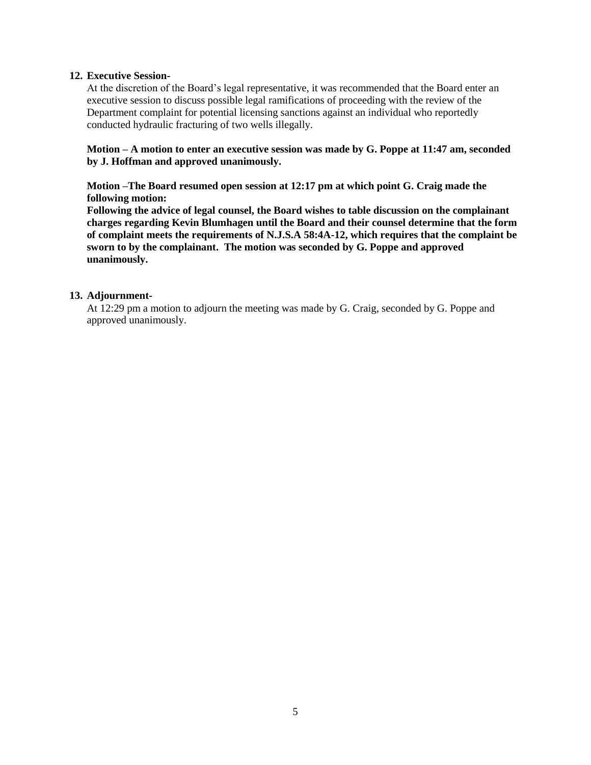12. **Executive Session-**

    At the discretion of the Board's legal representative, it was recommended that the Board enter an executive session to discuss possible legal ramifications of proceeding with the review of the Department complaint for potential licensing sanctions against an individual who reportedly conducted hydraulic fracturing of two wells illegally.

    **Motion – A motion to enter an executive session was made by G. Poppe at 11:47 am, seconded by J. Hoffman and approved unanimously.**

    **Motion –The Board resumed open session at 12:17 pm at which point G. Craig made the following motion:**
    **Following the advice of legal counsel, the Board wishes to table discussion on the complainant charges regarding Kevin Blumhagen until the Board and their counsel determine that the form of complaint meets the requirements of N.J.S.A 58:4A-12, which requires that the complaint be sworn to by the complainant. The motion was seconded by G. Poppe and approved unanimously.**

13. **Adjournment-**

    At 12:29 pm a motion to adjourn the meeting was made by G. Craig, seconded by G. Poppe and approved unanimously.